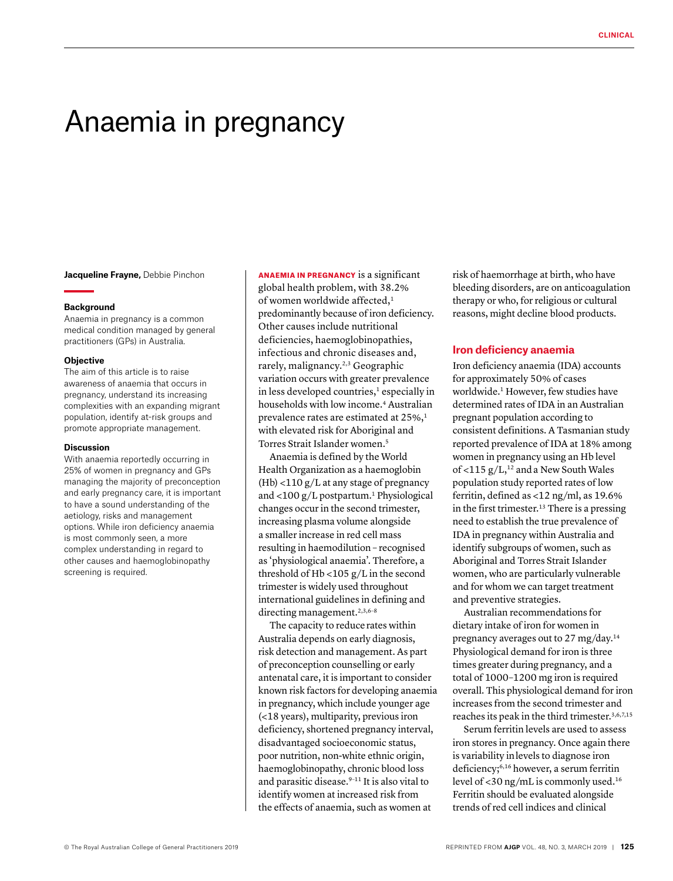# Anaemia in pregnancy

**Jacqueline Frayne,** Debbie Pinchon

### Background

Anaemia in pregnancy is a common medical condition managed by general practitioners (GPs) in Australia.

### Objective

The aim of this article is to raise awareness of anaemia that occurs in pregnancy, understand its increasing complexities with an expanding migrant population, identify at-risk groups and promote appropriate management.

### Discussion

With anaemia reportedly occurring in 25% of women in pregnancy and GPs managing the majority of preconception and early pregnancy care, it is important to have a sound understanding of the aetiology, risks and management options. While iron deficiency anaemia is most commonly seen, a more complex understanding in regard to other causes and haemoglobinopathy screening is required.

**ANAEMIA IN PREGNANCY** is a significant global health problem, with 38.2% of women worldwide affected,[1] predominantly because of iron deficiency. Other causes include nutritional deficiencies, haemoglobinopathies, infectious and chronic diseases and, rarely, malignancy.[2,3] Geographic variation occurs with greater prevalence in less developed countries,[1] especially in households with low income.[4] Australian prevalence rates are estimated at 25%,[1] with elevated risk for Aboriginal and Torres Strait Islander women.[5]

Anaemia is defined by the World Health Organization as a haemoglobin (Hb) <110 g/L at any stage of pregnancy and <100 g/L postpartum.[1] Physiological changes occur in the second trimester, increasing plasma volume alongside a smaller increase in red cell mass resulting in haemodilution – recognised as 'physiological anaemia'. Therefore, a threshold of Hb <105 g/L in the second trimester is widely used throughout international guidelines in defining and directing management.[2,3,6–8]

The capacity to reduce rates within Australia depends on early diagnosis, risk detection and management. As part of preconception counselling or early antenatal care, it is important to consider known risk factors for developing anaemia in pregnancy, which include younger age (<18 years), multiparity, previous iron deficiency, shortened pregnancy interval, disadvantaged socioeconomic status, poor nutrition, non-white ethnic origin, haemoglobinopathy, chronic blood loss and parasitic disease.[9–11] It is also vital to identify women at increased risk from the effects of anaemia, such as women at risk of haemorrhage at birth, who have bleeding disorders, are on anticoagulation therapy or who, for religious or cultural reasons, might decline blood products.

## Iron deficiency anaemia

Iron deficiency anaemia (IDA) accounts for approximately 50% of cases worldwide.[1] However, few studies have determined rates of IDA in an Australian pregnant population according to consistent definitions. A Tasmanian study reported prevalence of IDA at 18% among women in pregnancy using an Hb level of <115 g/L,[12] and a New South Wales population study reported rates of low ferritin, defined as <12 ng/ml, as 19.6% in the first trimester.[13] There is a pressing need to establish the true prevalence of IDA in pregnancy within Australia and identify subgroups of women, such as Aboriginal and Torres Strait Islander women, who are particularly vulnerable and for whom we can target treatment and preventive strategies.

Australian recommendations for dietary intake of iron for women in pregnancy averages out to 27 mg/day.[14] Physiological demand for iron is three times greater during pregnancy, and a total of 1000–1200 mg iron is required overall. This physiological demand for iron increases from the second trimester and reaches its peak in the third trimester.[3,6,7,15]

Serum ferritin levels are used to assess iron stores in pregnancy. Once again there is variability in levels to diagnose iron deficiency;[6,16] however, a serum ferritin level of <30 ng/mL is commonly used.[16] Ferritin should be evaluated alongside trends of red cell indices and clinical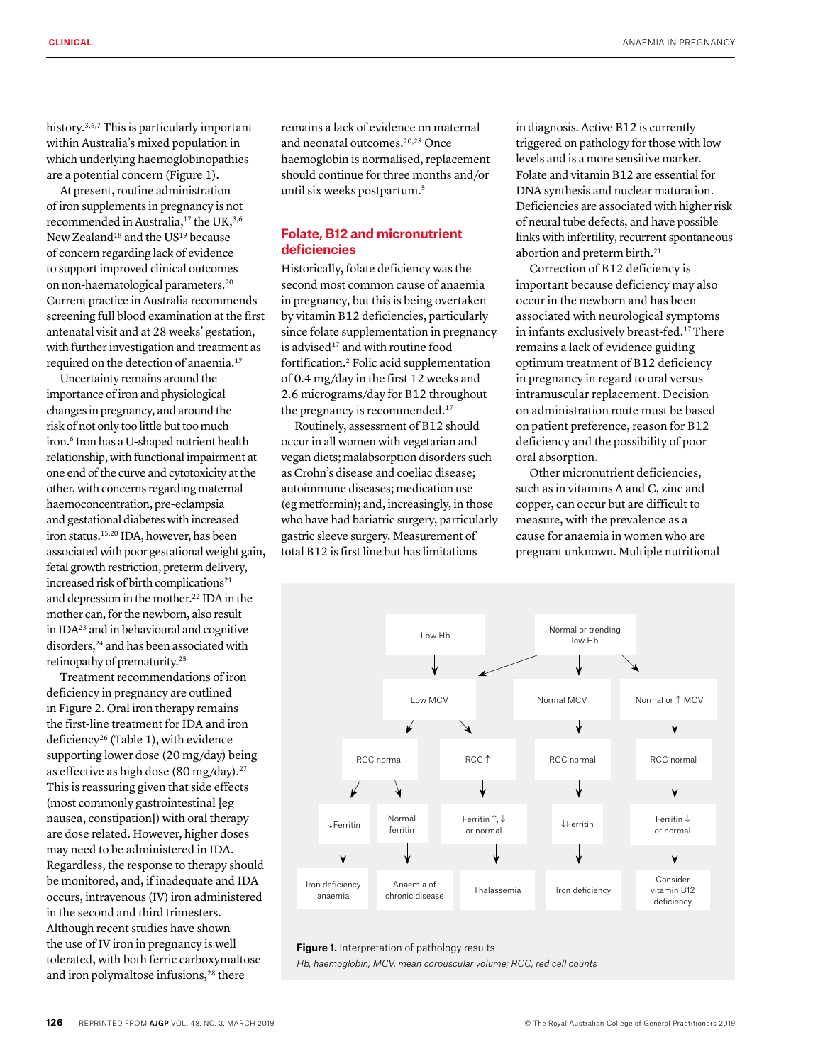history.[3,6,7] This is particularly important within Australia's mixed population in which underlying haemoglobinopathies are a potential concern (Figure 1).

At present, routine administration of iron supplements in pregnancy is not recommended in Australia,[17] the UK,[3,6] New Zealand[18] and the US[19] because of concern regarding lack of evidence to support improved clinical outcomes on non-haematological parameters.[20] Current practice in Australia recommends screening full blood examination at the first antenatal visit and at 28 weeks' gestation, with further investigation and treatment as required on the detection of anaemia.[17]

Uncertainty remains around the importance of iron and physiological changes in pregnancy, and around the risk of not only too little but too much iron.[6] Iron has a U-shaped nutrient health relationship, with functional impairment at one end of the curve and cytotoxicity at the other, with concerns regarding maternal haemoconcentration, pre-eclampsia and gestational diabetes with increased iron status.[15,20] IDA, however, has been associated with poor gestational weight gain, fetal growth restriction, preterm delivery, increased risk of birth complications[21] and depression in the mother.[22] IDA in the mother can, for the newborn, also result in IDA[23] and in behavioural and cognitive disorders,[24] and has been associated with retinopathy of prematurity.[25]

Treatment recommendations of iron deficiency in pregnancy are outlined in Figure 2. Oral iron therapy remains the first-line treatment for IDA and iron deficiency[26] (Table 1), with evidence supporting lower dose (20 mg/day) being as effective as high dose (80 mg/day).[27] This is reassuring given that side effects (most commonly gastrointestinal [eg nausea, constipation]) with oral therapy are dose related. However, higher doses may need to be administered in IDA. Regardless, the response to therapy should be monitored, and, if inadequate and IDA occurs, intravenous (IV) iron administered in the second and third trimesters. Although recent studies have shown the use of IV iron in pregnancy is well tolerated, with both ferric carboxymaltose and iron polymaltose infusions,[28] there remains a lack of evidence on maternal and neonatal outcomes.[20,28] Once haemoglobin is normalised, replacement should continue for three months and/or until six weeks postpartum.[5]

## Folate, B12 and micronutrient deficiencies

Historically, folate deficiency was the second most common cause of anaemia in pregnancy, but this is being overtaken by vitamin B12 deficiencies, particularly since folate supplementation in pregnancy is advised[17] and with routine food fortification.[2] Folic acid supplementation of 0.4 mg/day in the first 12 weeks and 2.6 micrograms/day for B12 throughout the pregnancy is recommended.[17]

Routinely, assessment of B12 should occur in all women with vegetarian and vegan diets; malabsorption disorders such as Crohn's disease and coeliac disease; autoimmune diseases; medication use (eg metformin); and, increasingly, in those who have had bariatric surgery, particularly gastric sleeve surgery. Measurement of total B12 is first line but has limitations in diagnosis. Active B12 is currently triggered on pathology for those with low levels and is a more sensitive marker. Folate and vitamin B12 are essential for DNA synthesis and nuclear maturation. Deficiencies are associated with higher risk of neural tube defects, and have possible links with infertility, recurrent spontaneous abortion and preterm birth.[21]

Correction of B12 deficiency is important because deficiency may also occur in the newborn and has been associated with neurological symptoms in infants exclusively breast-fed.[17] There remains a lack of evidence guiding optimum treatment of B12 deficiency in pregnancy in regard to oral versus intramuscular replacement. Decision on administration route must be based on patient preference, reason for B12 deficiency and the possibility of poor oral absorption.

Other micronutrient deficiencies, such as in vitamins A and C, zinc and copper, can occur but are difficult to measure, with the prevalence as a cause for anaemia in women who are pregnant unknown. Multiple nutritional

- Low Hb → Low MCV
- Normal or trending low Hb → Low MCV; Normal MCV; Normal or ↑ MCV
- Low MCV → RCC normal → ↓Ferritin → Iron deficiency anaemia
- Low MCV → RCC normal → Normal ferritin → Anaemia of chronic disease
- Low MCV → RCC ↑ → Ferritin ↑, ↓ or normal → Thalassemia
- Normal MCV → RCC normal → ↓Ferritin → Iron deficiency
- Normal or ↑ MCV → RCC normal → Ferritin ↓ or normal → Consider vitamin B12 deficiency

**Figure 1.** Interpretation of pathology results

*Hb, haemoglobin; MCV, mean corpuscular volume; RCC, red cell counts*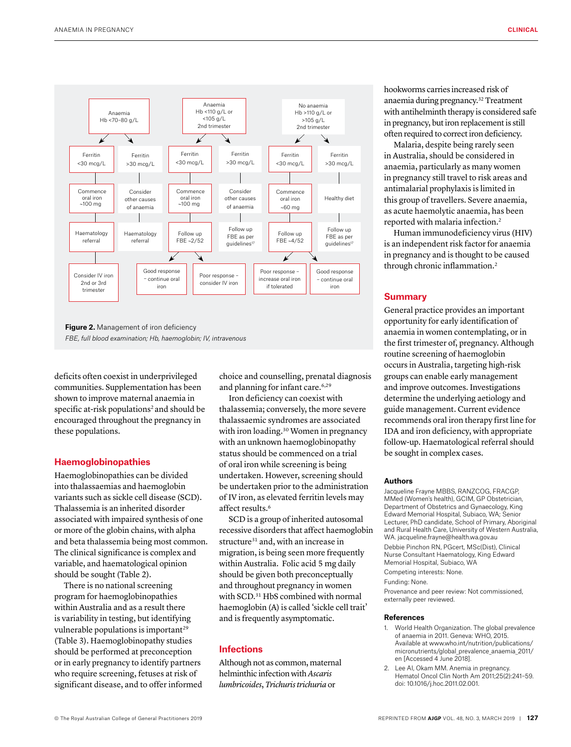**Anaemia** Hb <70–80 g/L
- Ferritin <30 mcg/L → Commence oral iron ~100 mg → Haematology referral → Consider IV iron 2nd or 3rd trimester
- Ferritin >30 mcg/L → Consider other causes of anaemia → Haematology referral

**Anaemia** Hb <110 g/L or <105 g/L 2nd trimester
- Ferritin <30 mcg/L → Commence oral iron ~100 mg → Follow up FBE ~2/52
  - Good response – continue oral iron
  - Poor response – consider IV iron
- Ferritin >30 mcg/L → Consider other causes of anaemia → Follow up FBE as per guidelines[17]

**No anaemia** Hb >110 g/L or >105 g/L 2nd trimester
- Ferritin <30 mcg/L → Commence oral iron ~60 mg → Follow up FBE ~4/52
  - Poor response – increase oral iron if tolerated
  - Good response – continue oral iron
- Ferritin >30 mcg/L → Healthy diet → Follow up FBE as per guidelines[17]

**Figure 2.** Management of iron deficiency

*FBE, full blood examination; Hb, haemoglobin; IV, intravenous*

deficits often coexist in underprivileged communities. Supplementation has been shown to improve maternal anaemia in specific at-risk populations[2] and should be encouraged throughout the pregnancy in these populations.

## Haemoglobinopathies

Haemoglobinopathies can be divided into thalassaemias and haemoglobin variants such as sickle cell disease (SCD). Thalassemia is an inherited disorder associated with impaired synthesis of one or more of the globin chains, with alpha and beta thalassemia being most common. The clinical significance is complex and variable, and haematological opinion should be sought (Table 2).

There is no national screening program for haemoglobinopathies within Australia and as a result there is variability in testing, but identifying vulnerable populations is important[29] (Table 3). Haemoglobinopathy studies should be performed at preconception or in early pregnancy to identify partners who require screening, fetuses at risk of significant disease, and to offer informed choice and counselling, prenatal diagnosis and planning for infant care.[6,29]

Iron deficiency can coexist with thalassemia; conversely, the more severe thalassaemic syndromes are associated with iron loading.[30] Women in pregnancy with an unknown haemoglobinopathy status should be commenced on a trial of oral iron while screening is being undertaken. However, screening should be undertaken prior to the administration of IV iron, as elevated ferritin levels may affect results.[6]

SCD is a group of inherited autosomal recessive disorders that affect haemoglobin structure[31] and, with an increase in migration, is being seen more frequently within Australia. Folic acid 5 mg daily should be given both preconceptually and throughout pregnancy in women with SCD.[31] HbS combined with normal haemoglobin (A) is called 'sickle cell trait' and is frequently asymptomatic.

## Infections

Although not as common, maternal helminthic infection with *Ascaris lumbricoides*, *Trichuris trichuria* or hookworms carries increased risk of anaemia during pregnancy.[32] Treatment with antihelminth therapy is considered safe in pregnancy, but iron replacement is still often required to correct iron deficiency.

Malaria, despite being rarely seen in Australia, should be considered in anaemia, particularly as many women in pregnancy still travel to risk areas and antimalarial prophylaxis is limited in this group of travellers. Severe anaemia, as acute haemolytic anaemia, has been reported with malaria infection.[2]

Human immunodeficiency virus (HIV) is an independent risk factor for anaemia in pregnancy and is thought to be caused through chronic inflammation.[2]

## Summary

General practice provides an important opportunity for early identification of anaemia in women contemplating, or in the first trimester of, pregnancy. Although routine screening of haemoglobin occurs in Australia, targeting high-risk groups can enable early management and improve outcomes. Investigations determine the underlying aetiology and guide management. Current evidence recommends oral iron therapy first line for IDA and iron deficiency, with appropriate follow-up. Haematological referral should be sought in complex cases.

### Authors

Jacqueline Frayne MBBS, RANZCOG, FRACGP, MMed (Women's health), GCIM, GP Obstetrician, Department of Obstetrics and Gynaecology, King Edward Memorial Hospital, Subiaco, WA; Senior Lecturer, PhD candidate, School of Primary, Aboriginal and Rural Health Care, University of Western Australia, WA. jacqueline.frayne@health.wa.gov.au

Debbie Pinchon RN, PGcert, MSc(Dist), Clinical Nurse Consultant Haematology, King Edward Memorial Hospital, Subiaco, WA

Competing interests: None.

Funding: None.

Provenance and peer review: Not commissioned, externally peer reviewed.

### References

1. World Health Organization. The global prevalence of anaemia in 2011. Geneva: WHO, 2015. Available at www.who.int/nutrition/publications/micronutrients/global_prevalence_anaemia_2011/en [Accessed 4 June 2018].
2. Lee AI, Okam MM. Anemia in pregnancy. Hematol Oncol Clin North Am 2011;25(2):241–59. doi: 10.1016/j.hoc.2011.02.001.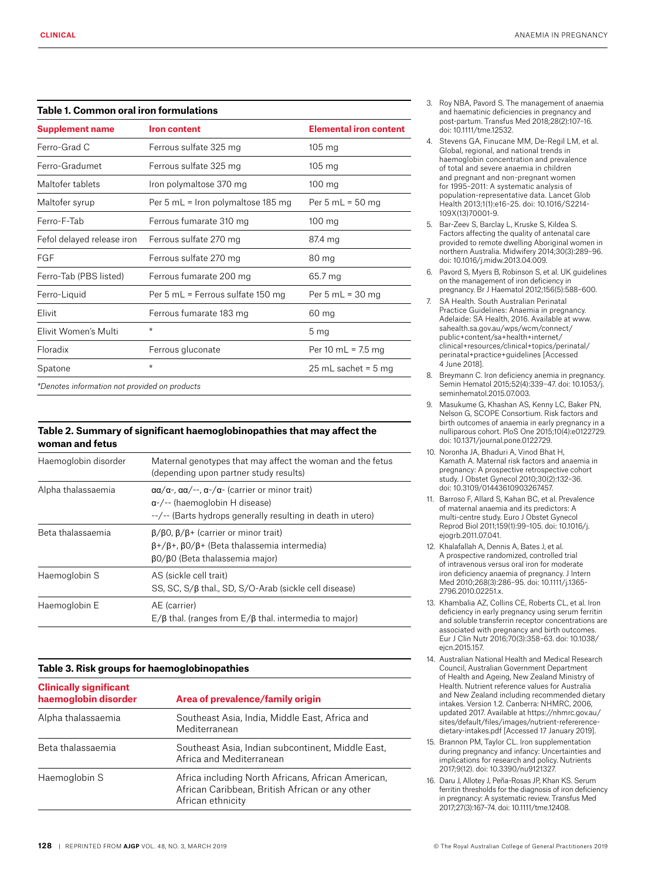**Table 1. Common oral iron formulations**

| Supplement name | Iron content | Elemental iron content |
|---|---|---|
| Ferro-Grad C | Ferrous sulfate 325 mg | 105 mg |
| Ferro-Gradumet | Ferrous sulfate 325 mg | 105 mg |
| Maltofer tablets | Iron polymaltose 370 mg | 100 mg |
| Maltofer syrup | Per 5 mL = Iron polymaltose 185 mg | Per 5 mL = 50 mg |
| Ferro-F-Tab | Ferrous fumarate 310 mg | 100 mg |
| Fefol delayed release iron | Ferrous sulfate 270 mg | 87.4 mg |
| FGF | Ferrous sulfate 270 mg | 80 mg |
| Ferro-Tab (PBS listed) | Ferrous fumarate 200 mg | 65.7 mg |
| Ferro-Liquid | Per 5 mL = Ferrous sulfate 150 mg | Per 5 mL = 30 mg |
| Elivit | Ferrous fumarate 183 mg | 60 mg |
| Elivit Women's Multi | * | 5 mg |
| Floradix | Ferrous gluconate | Per 10 mL = 7.5 mg |
| Spatone | * | 25 mL sachet = 5 mg |

*Denotes information not provided on products*

**Table 2. Summary of significant haemoglobinopathies that may affect the woman and fetus**

| Haemoglobin disorder | Maternal genotypes that may affect the woman and the fetus (depending upon partner study results) |
|---|---|
| Alpha thalassaemia | αα/α-, αα/--, α-/α- (carrier or minor trait)<br>α-/-- (haemoglobin H disease)<br>--/-- (Barts hydrops generally resulting in death in utero) |
| Beta thalassaemia | β/β0, β/β+ (carrier or minor trait)<br>β+/β+, β0/β+ (Beta thalassemia intermedia)<br>β0/β0 (Beta thalassemia major) |
| Haemoglobin S | AS (sickle cell trait)<br>SS, SC, S/β thal., SD, S/O-Arab (sickle cell disease) |
| Haemoglobin E | AE (carrier)<br>E/β thal. (ranges from E/β thal. intermedia to major) |

**Table 3. Risk groups for haemoglobinopathies**

| Clinically significant haemoglobin disorder | Area of prevalence/family origin |
|---|---|
| Alpha thalassaemia | Southeast Asia, India, Middle East, Africa and Mediterranean |
| Beta thalassaemia | Southeast Asia, Indian subcontinent, Middle East, Africa and Mediterranean |
| Haemoglobin S | Africa including North Africans, African American, African Caribbean, British African or any other African ethnicity |

3. Roy NBA, Pavord S. The management of anaemia and haematinic deficiencies in pregnancy and post-partum. Transfus Med 2018;28(2):107–16. doi: 10.1111/tme.12532.
4. Stevens GA, Finucane MM, De-Regil LM, et al. Global, regional, and national trends in haemoglobin concentration and prevalence of total and severe anaemia in children and pregnant and non-pregnant women for 1995–2011: A systematic analysis of population-representative data. Lancet Glob Health 2013;1(1):e16–25. doi: 10.1016/S2214-109X(13)70001-9.
5. Bar-Zeev S, Barclay L, Kruske S, Kildea S. Factors affecting the quality of antenatal care provided to remote dwelling Aboriginal women in northern Australia. Midwifery 2014;30(3):289–96. doi: 10.1016/j.midw.2013.04.009.
6. Pavord S, Myers B, Robinson S, et al. UK guidelines on the management of iron deficiency in pregnancy. Br J Haematol 2012;156(5):588–600.
7. SA Health. South Australian Perinatal Practice Guidelines: Anaemia in pregnancy. Adelaide: SA Health, 2016. Available at www.sahealth.sa.gov.au/wps/wcm/connect/public+content/sa+health+internet/clinical+resources/clinical+topics/perinatal/perinatal+practice+guidelines [Accessed 4 June 2018].
8. Breymann C. Iron deficiency anemia in pregnancy. Semin Hematol 2015;52(4):339–47. doi: 10.1053/j.seminhematol.2015.07.003.
9. Masukume G, Khashan AS, Kenny LC, Baker PN, Nelson G, SCOPE Consortium. Risk factors and birth outcomes of anaemia in early pregnancy in a nulliparous cohort. PloS One 2015;10(4):e0122729. doi: 10.1371/journal.pone.0122729.
10. Noronha JA, Bhaduri A, Vinod Bhat H, Kamath A. Maternal risk factors and anaemia in pregnancy: A prospective retrospective cohort study. J Obstet Gynecol 2010;30(2):132–36. doi: 10.3109/01443610903267457.
11. Barroso F, Allard S, Kahan BC, et al. Prevalence of maternal anaemia and its predictors: A multi-centre study. Euro J Obstet Gynecol Reprod Biol 2011;159(1):99–105. doi: 10.1016/j.ejogrb.2011.07.041.
12. Khalafallah A, Dennis A, Bates J, et al. A prospective randomized, controlled trial of intravenous versus oral iron for moderate iron deficiency anaemia of pregnancy. J Intern Med 2010;268(3):286–95. doi: 10.1111/j.1365-2796.2010.02251.x.
13. Khambalia AZ, Collins CE, Roberts CL, et al. Iron deficiency in early pregnancy using serum ferritin and soluble transferrin receptor concentrations are associated with pregnancy and birth outcomes. Eur J Clin Nutr 2016;70(3):358–63. doi: 10.1038/ejcn.2015.157.
14. Australian National Health and Medical Research Council, Australian Government Department of Health and Ageing, New Zealand Ministry of Health. Nutrient reference values for Australia and New Zealand including recommended dietary intakes. Version 1.2. Canberra: NHMRC, 2006, updated 2017. Available at https://nhmrc.gov.au/sites/default/files/images/nutrient-refererence-dietary-intakes.pdf [Accessed 17 January 2019].
15. Brannon PM, Taylor CL. Iron supplementation during pregnancy and infancy: Uncertainties and implications for research and policy. Nutrients 2017;9(12). doi: 10.3390/nu9121327.
16. Daru J, Allotey J, Peña-Rosas JP, Khan KS. Serum ferritin thresholds for the diagnosis of iron deficiency in pregnancy: A systematic review. Transfus Med 2017;27(3):167–74. doi: 10.1111/tme.12408.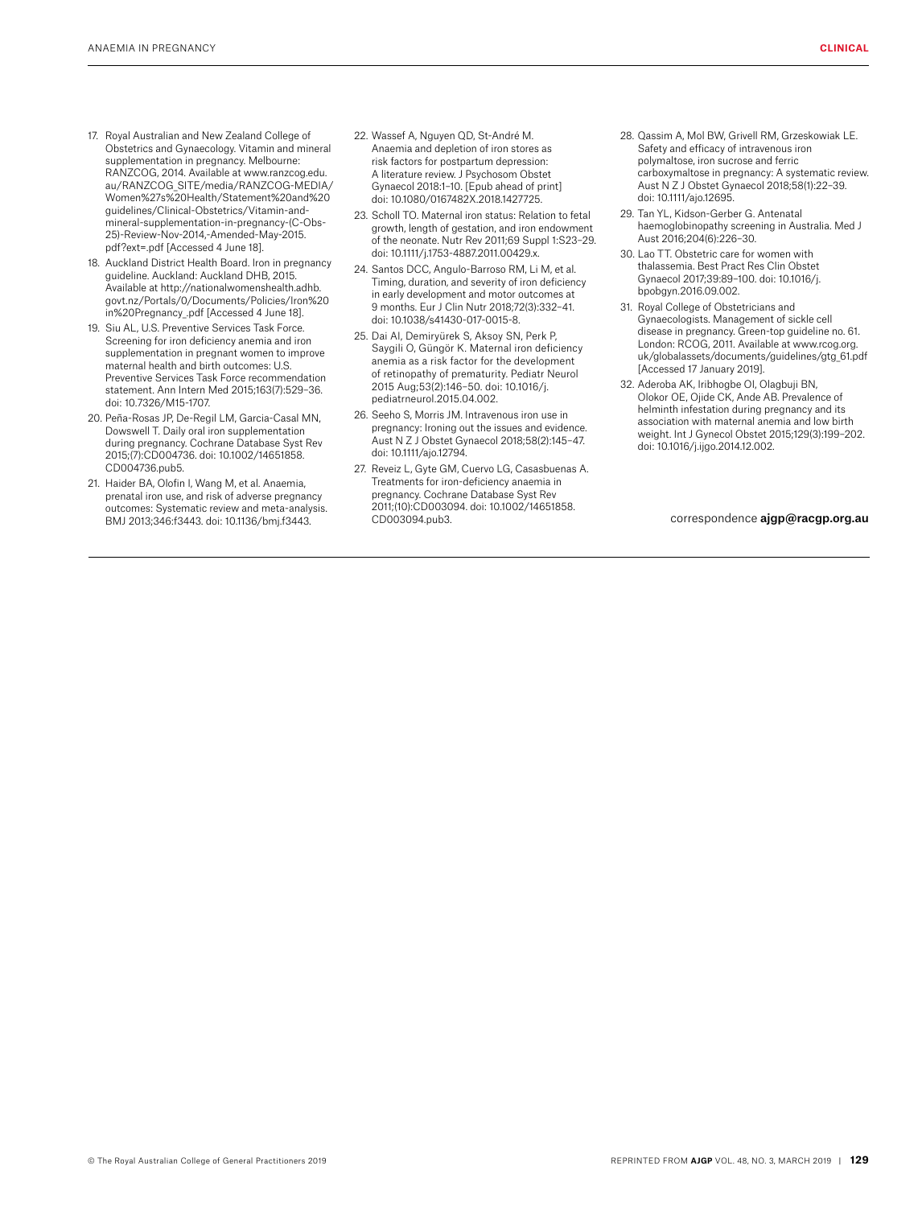17. Royal Australian and New Zealand College of Obstetrics and Gynaecology. Vitamin and mineral supplementation in pregnancy. Melbourne: RANZCOG, 2014. Available at www.ranzcog.edu.au/RANZCOG_SITE/media/RANZCOG-MEDIA/Women%27s%20Health/Statement%20and%20guidelines/Clinical-Obstetrics/Vitamin-and-mineral-supplementation-in-pregnancy-(C-Obs-25)-Review-Nov-2014,-Amended-May-2015.pdf?ext=.pdf [Accessed 4 June 18].
18. Auckland District Health Board. Iron in pregnancy guideline. Auckland: Auckland DHB, 2015. Available at http://nationalwomenshealth.adhb.govt.nz/Portals/0/Documents/Policies/Iron%20in%20Pregnancy_.pdf [Accessed 4 June 18].
19. Siu AL, U.S. Preventive Services Task Force. Screening for iron deficiency anemia and iron supplementation in pregnant women to improve maternal health and birth outcomes: U.S. Preventive Services Task Force recommendation statement. Ann Intern Med 2015;163(7):529–36. doi: 10.7326/M15-1707.
20. Peña-Rosas JP, De-Regil LM, Garcia-Casal MN, Dowswell T. Daily oral iron supplementation during pregnancy. Cochrane Database Syst Rev 2015;(7):CD004736. doi: 10.1002/14651858.CD004736.pub5.
21. Haider BA, Olofin I, Wang M, et al. Anaemia, prenatal iron use, and risk of adverse pregnancy outcomes: Systematic review and meta-analysis. BMJ 2013;346:f3443. doi: 10.1136/bmj.f3443.
22. Wassef A, Nguyen QD, St-André M. Anaemia and depletion of iron stores as risk factors for postpartum depression: A literature review. J Psychosom Obstet Gynaecol 2018:1–10. [Epub ahead of print] doi: 10.1080/0167482X.2018.1427725.
23. Scholl TO. Maternal iron status: Relation to fetal growth, length of gestation, and iron endowment of the neonate. Nutr Rev 2011;69 Suppl 1:S23–29. doi: 10.1111/j.1753-4887.2011.00429.x.
24. Santos DCC, Angulo-Barroso RM, Li M, et al. Timing, duration, and severity of iron deficiency in early development and motor outcomes at 9 months. Eur J Clin Nutr 2018;72(3):332–41. doi: 10.1038/s41430-017-0015-8.
25. Dai AI, Demiryürek S, Aksoy SN, Perk P, Saygili O, Güngör K. Maternal iron deficiency anemia as a risk factor for the development of retinopathy of prematurity. Pediatr Neurol 2015 Aug;53(2):146–50. doi: 10.1016/j.pediatrneurol.2015.04.002.
26. Seeho S, Morris JM. Intravenous iron use in pregnancy: Ironing out the issues and evidence. Aust N Z J Obstet Gynaecol 2018;58(2):145–47. doi: 10.1111/ajo.12794.
27. Reveiz L, Gyte GM, Cuervo LG, Casasbuenas A. Treatments for iron-deficiency anaemia in pregnancy. Cochrane Database Syst Rev 2011;(10):CD003094. doi: 10.1002/14651858.CD003094.pub3.
28. Qassim A, Mol BW, Grivell RM, Grzeskowiak LE. Safety and efficacy of intravenous iron polymaltose, iron sucrose and ferric carboxymaltose in pregnancy: A systematic review. Aust N Z J Obstet Gynaecol 2018;58(1):22–39. doi: 10.1111/ajo.12695.
29. Tan YL, Kidson-Gerber G. Antenatal haemoglobinopathy screening in Australia. Med J Aust 2016;204(6):226–30.
30. Lao TT. Obstetric care for women with thalassemia. Best Pract Res Clin Obstet Gynaecol 2017;39:89–100. doi: 10.1016/j.bpobgyn.2016.09.002.
31. Royal College of Obstetricians and Gynaecologists. Management of sickle cell disease in pregnancy. Green-top guideline no. 61. London: RCOG, 2011. Available at www.rcog.org.uk/globalassets/documents/guidelines/gtg_61.pdf [Accessed 17 January 2019].
32. Aderoba AK, Iribhogbe OI, Olagbuji BN, Olokor OE, Ojide CK, Ande AB. Prevalence of helminth infestation during pregnancy and its association with maternal anemia and low birth weight. Int J Gynecol Obstet 2015;129(3):199–202. doi: 10.1016/j.ijgo.2014.12.002.

correspondence **ajgp@racgp.org.au**